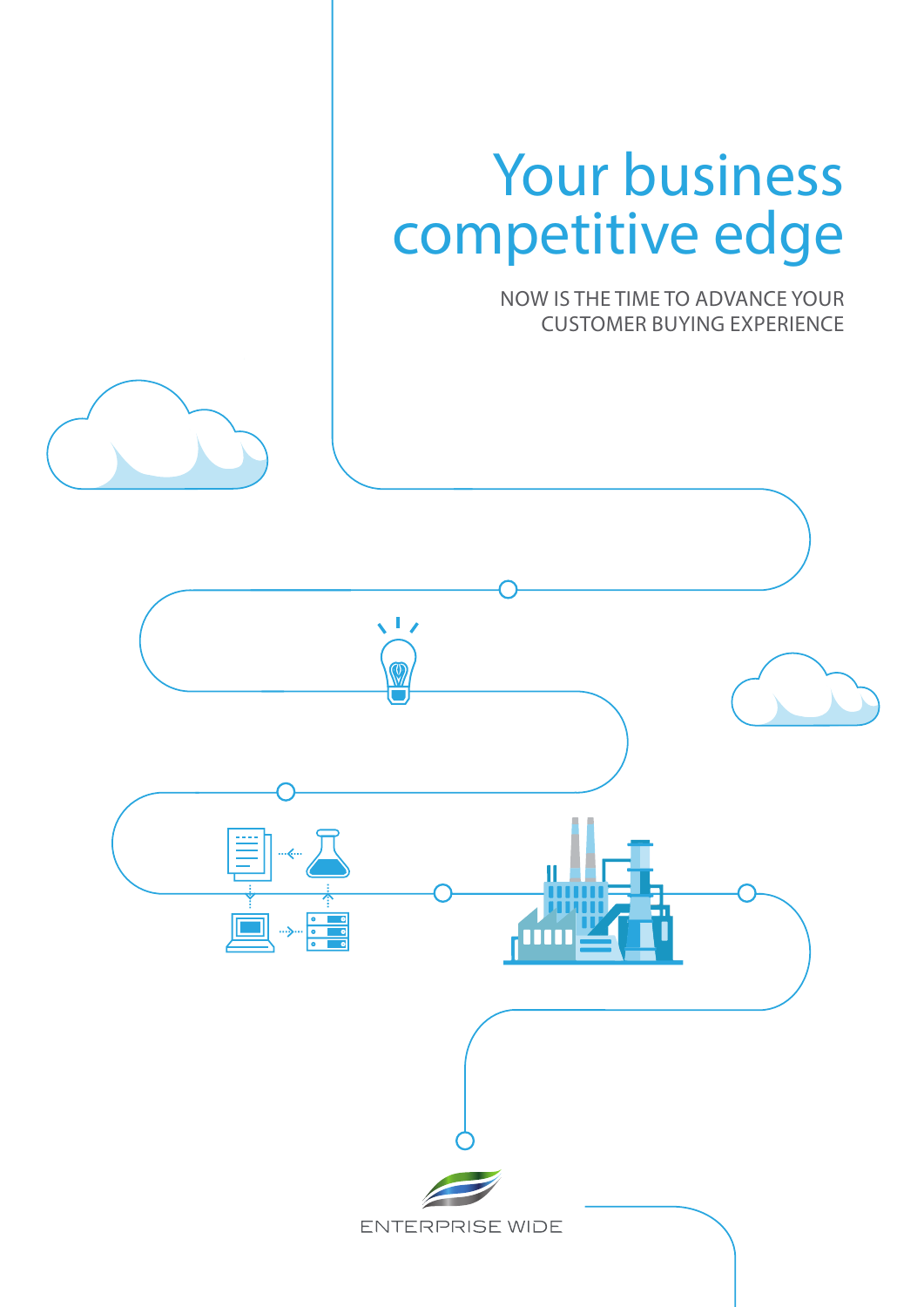# Your business competitive edge

NOW IS THE TIME TO ADVANCE YOUR CUSTOMER BUYING EXPERIENCE

ENTERPRISE WIDE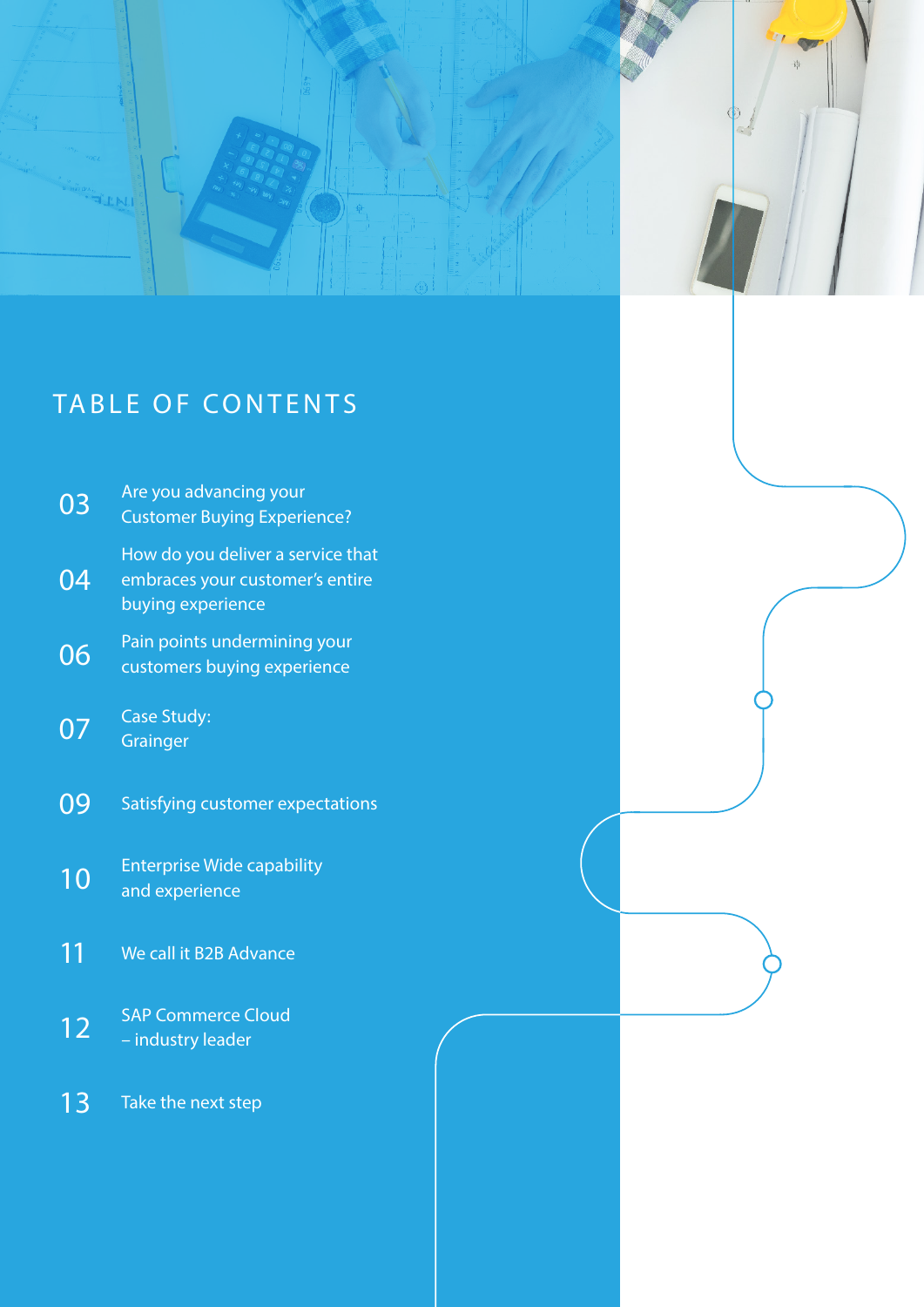# TABLE OF CONTENTS

| | |
|---|---|
| 03 | Are you advancing your Customer Buying Experience? |
| 04 | How do you deliver a service that embraces your customer's entire buying experience |
| 06 | Pain points undermining your customers buying experience |
| 07 | Case Study: Grainger |
| 09 | Satisfying customer expectations |
| 10 | Enterprise Wide capability and experience |
| 11 | We call it B2B Advance |
| 12 | SAP Commerce Cloud – industry leader |
| 13 | Take the next step |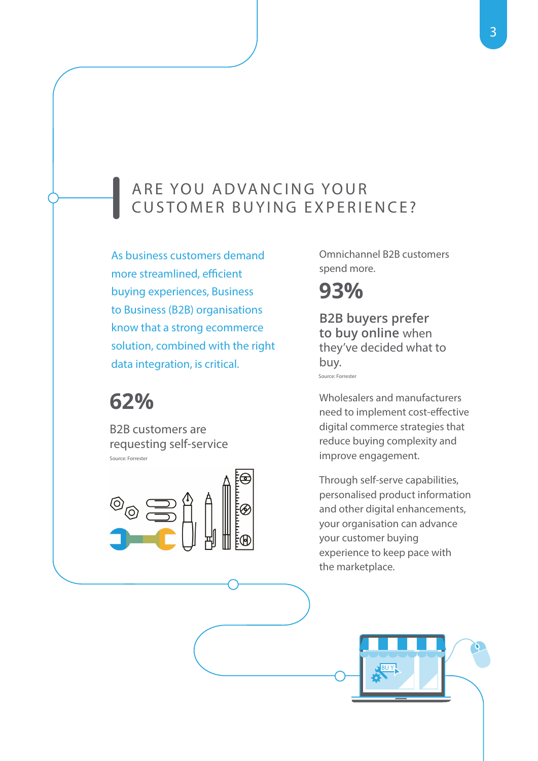# ARE YOU ADVANCING YOUR CUSTOMER BUYING EXPERIENCE?

As business customers demand more streamlined, efficient buying experiences, Business to Business (B2B) organisations know that a strong ecommerce solution, combined with the right data integration, is critical.

**62%**

B2B customers are requesting self-service

Source: Forrester

Omnichannel B2B customers spend more.

**93%**

**B2B buyers prefer to buy online** when they've decided what to buy.

Source: Forrester

Wholesalers and manufacturers need to implement cost-effective digital commerce strategies that reduce buying complexity and improve engagement.

Through self-serve capabilities, personalised product information and other digital enhancements, your organisation can advance your customer buying experience to keep pace with the marketplace.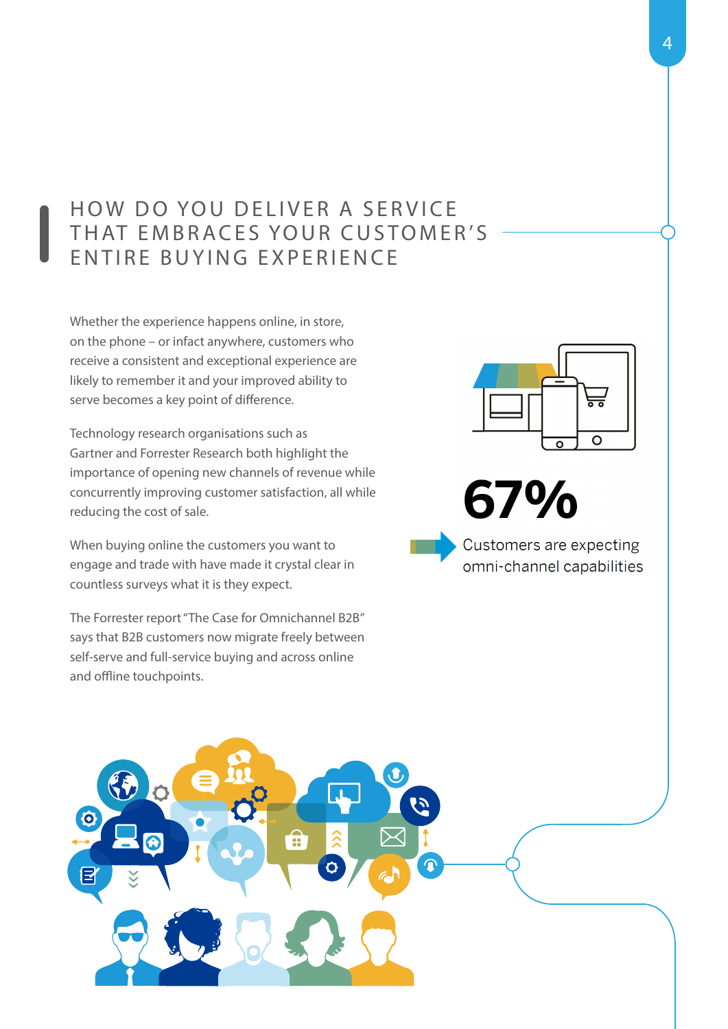## HOW DO YOU DELIVER A SERVICE THAT EMBRACES YOUR CUSTOMER'S ENTIRE BUYING EXPERIENCE

Whether the experience happens online, in store, on the phone – or infact anywhere, customers who receive a consistent and exceptional experience are likely to remember it and your improved ability to serve becomes a key point of difference.

Technology research organisations such as Gartner and Forrester Research both highlight the importance of opening new channels of revenue while concurrently improving customer satisfaction, all while reducing the cost of sale.

When buying online the customers you want to engage and trade with have made it crystal clear in countless surveys what it is they expect.

The Forrester report "The Case for Omnichannel B2B" says that B2B customers now migrate freely between self-serve and full-service buying and across online and offline touchpoints.

**67%**

Customers are expecting omni-channel capabilities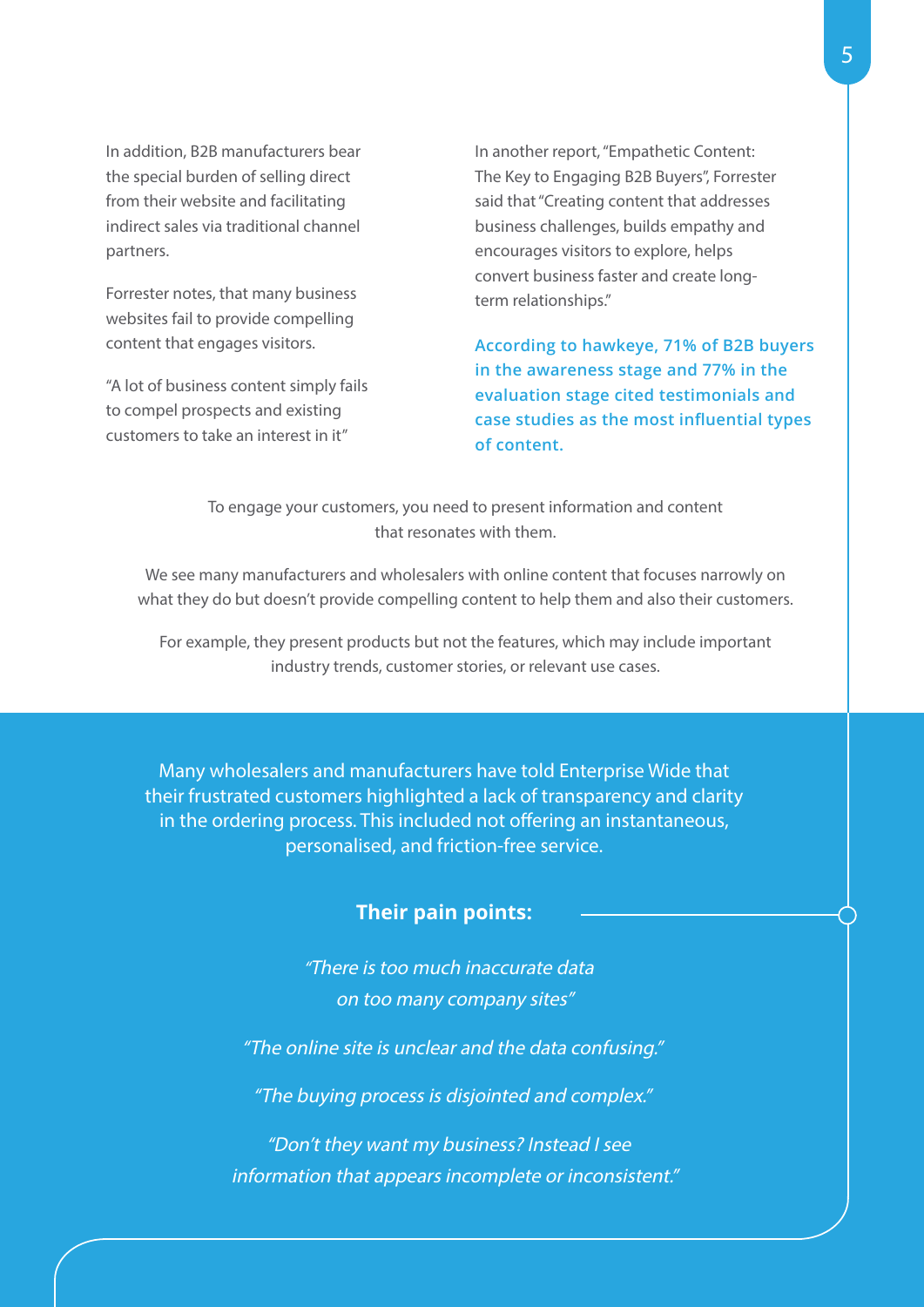In addition, B2B manufacturers bear the special burden of selling direct from their website and facilitating indirect sales via traditional channel partners.

Forrester notes, that many business websites fail to provide compelling content that engages visitors.

“A lot of business content simply fails to compel prospects and existing customers to take an interest in it”

In another report, “Empathetic Content: The Key to Engaging B2B Buyers”, Forrester said that “Creating content that addresses business challenges, builds empathy and encourages visitors to explore, helps convert business faster and create long-term relationships.”

**According to hawkeye, 71% of B2B buyers in the awareness stage and 77% in the evaluation stage cited testimonials and case studies as the most influential types of content.**

To engage your customers, you need to present information and content that resonates with them.

We see many manufacturers and wholesalers with online content that focuses narrowly on what they do but doesn’t provide compelling content to help them and also their customers.

For example, they present products but not the features, which may include important industry trends, customer stories, or relevant use cases.

Many wholesalers and manufacturers have told Enterprise Wide that their frustrated customers highlighted a lack of transparency and clarity in the ordering process. This included not offering an instantaneous, personalised, and friction-free service.

**Their pain points:**

*“There is too much inaccurate data on too many company sites”*

*“The online site is unclear and the data confusing.”*

*“The buying process is disjointed and complex.”*

*“Don’t they want my business? Instead I see information that appears incomplete or inconsistent.”*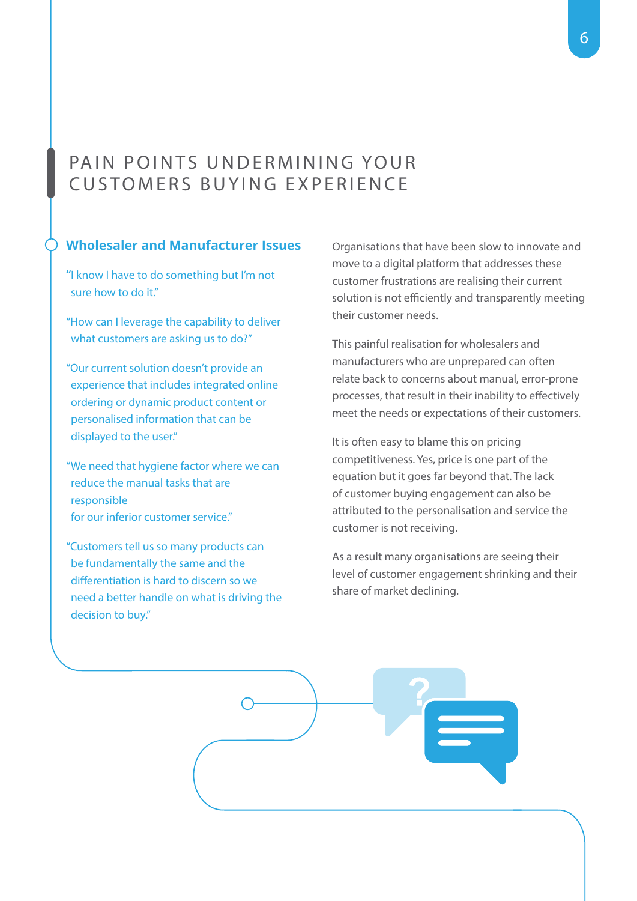# PAIN POINTS UNDERMINING YOUR CUSTOMERS BUYING EXPERIENCE

## Wholesaler and Manufacturer Issues

"I know I have to do something but I'm not sure how to do it."

"How can I leverage the capability to deliver what customers are asking us to do?"

"Our current solution doesn't provide an experience that includes integrated online ordering or dynamic product content or personalised information that can be displayed to the user."

"We need that hygiene factor where we can reduce the manual tasks that are responsible for our inferior customer service."

"Customers tell us so many products can be fundamentally the same and the differentiation is hard to discern so we need a better handle on what is driving the decision to buy."

Organisations that have been slow to innovate and move to a digital platform that addresses these customer frustrations are realising their current solution is not efficiently and transparently meeting their customer needs.

This painful realisation for wholesalers and manufacturers who are unprepared can often relate back to concerns about manual, error-prone processes, that result in their inability to effectively meet the needs or expectations of their customers.

It is often easy to blame this on pricing competitiveness. Yes, price is one part of the equation but it goes far beyond that. The lack of customer buying engagement can also be attributed to the personalisation and service the customer is not receiving.

As a result many organisations are seeing their level of customer engagement shrinking and their share of market declining.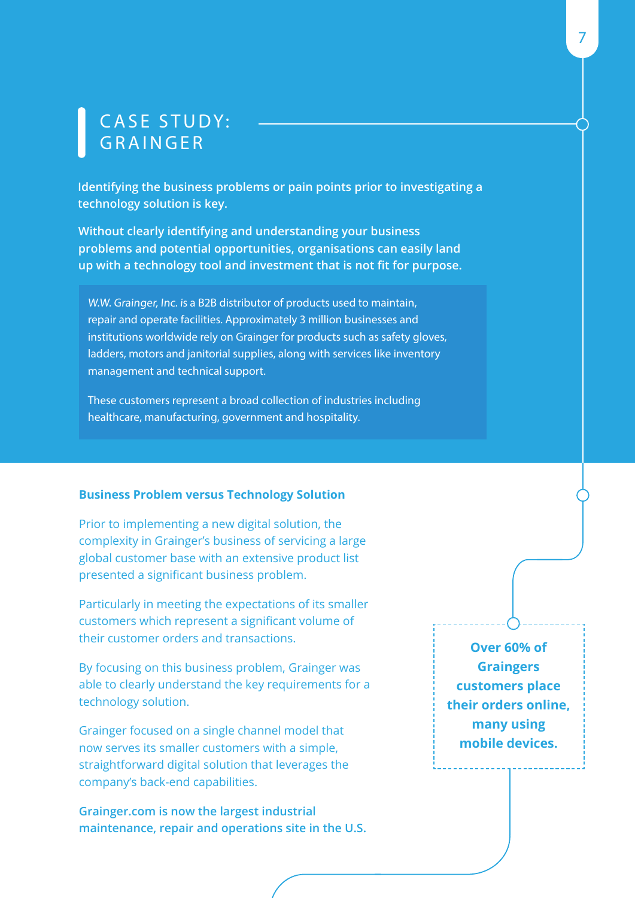# CASE STUDY: GRAINGER

**Identifying the business problems or pain points prior to investigating a technology solution is key.**

**Without clearly identifying and understanding your business problems and potential opportunities, organisations can easily land up with a technology tool and investment that is not fit for purpose.**

*W.W. Grainger, Inc.* is a B2B distributor of products used to maintain, repair and operate facilities. Approximately 3 million businesses and institutions worldwide rely on Grainger for products such as safety gloves, ladders, motors and janitorial supplies, along with services like inventory management and technical support.

These customers represent a broad collection of industries including healthcare, manufacturing, government and hospitality.

### Business Problem versus Technology Solution

Prior to implementing a new digital solution, the complexity in Grainger's business of servicing a large global customer base with an extensive product list presented a significant business problem.

Particularly in meeting the expectations of its smaller customers which represent a significant volume of their customer orders and transactions.

By focusing on this business problem, Grainger was able to clearly understand the key requirements for a technology solution.

Grainger focused on a single channel model that now serves its smaller customers with a simple, straightforward digital solution that leverages the company's back-end capabilities.

**Grainger.com is now the largest industrial maintenance, repair and operations site in the U.S.**

**Over 60% of Graingers customers place their orders online, many using mobile devices.**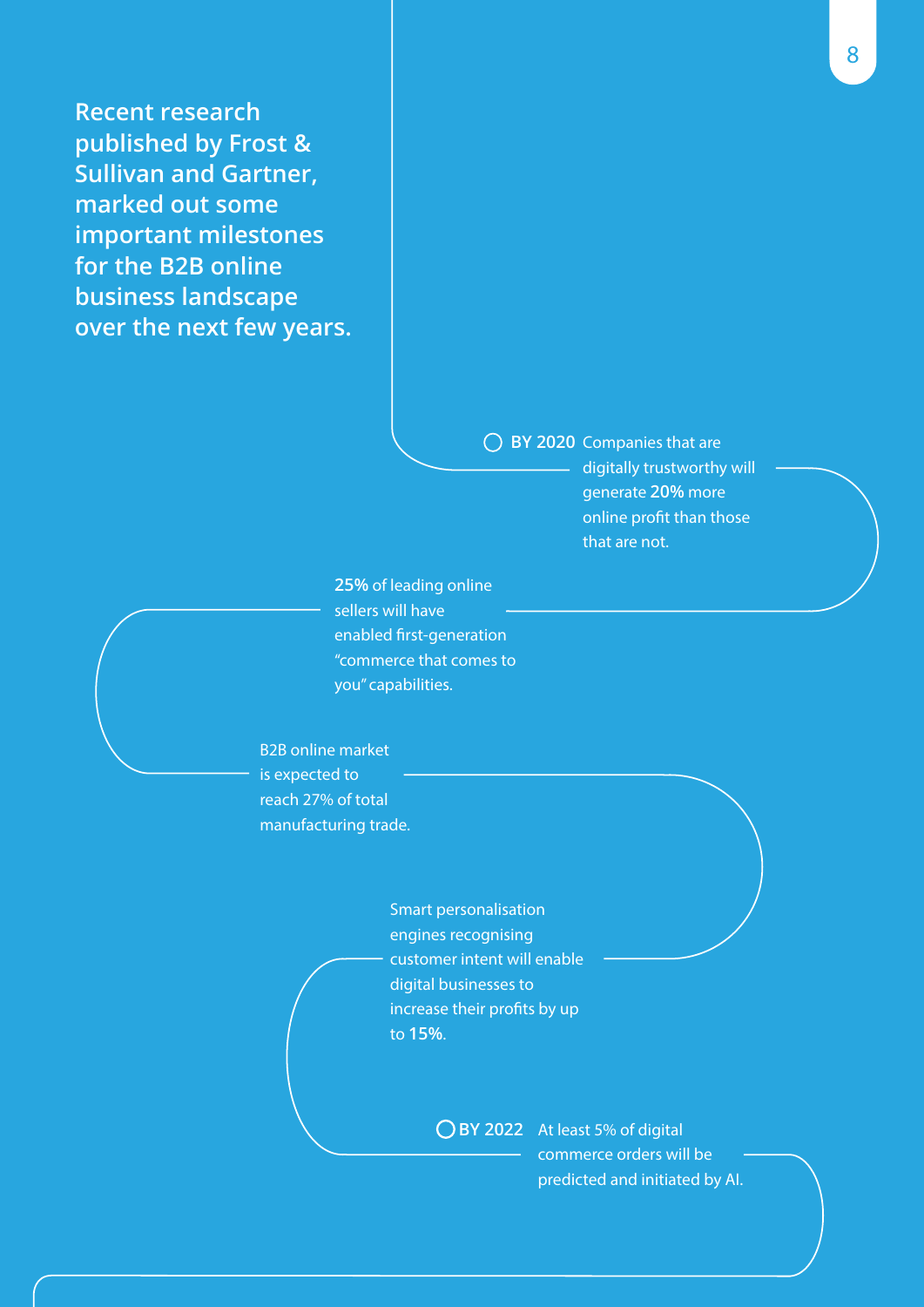**Recent research published by Frost & Sullivan and Gartner, marked out some important milestones for the B2B online business landscape over the next few years.**

**BY 2020** Companies that are digitally trustworthy will generate **20%** more online profit than those that are not.

**25%** of leading online sellers will have enabled first-generation "commerce that comes to you" capabilities.

B2B online market is expected to reach 27% of total manufacturing trade.

Smart personalisation engines recognising customer intent will enable digital businesses to increase their profits by up to **15%**.

**BY 2022** At least 5% of digital commerce orders will be predicted and initiated by AI.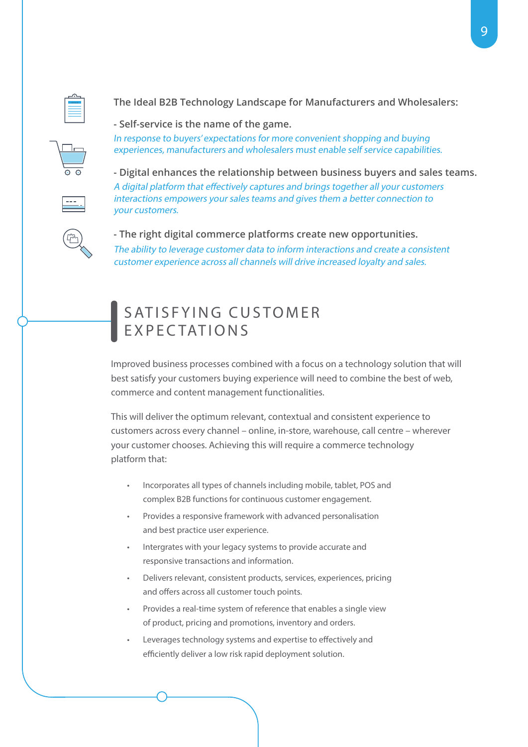**The Ideal B2B Technology Landscape for Manufacturers and Wholesalers:**

**- Self-service is the name of the game.**

*In response to buyers' expectations for more convenient shopping and buying experiences, manufacturers and wholesalers must enable self service capabilities.*

**- Digital enhances the relationship between business buyers and sales teams.**

*A digital platform that effectively captures and brings together all your customers interactions empowers your sales teams and gives them a better connection to your customers.*

**- The right digital commerce platforms create new opportunities.**

*The ability to leverage customer data to inform interactions and create a consistent customer experience across all channels will drive increased loyalty and sales.*

## SATISFYING CUSTOMER EXPECTATIONS

Improved business processes combined with a focus on a technology solution that will best satisfy your customers buying experience will need to combine the best of web, commerce and content management functionalities.

This will deliver the optimum relevant, contextual and consistent experience to customers across every channel – online, in-store, warehouse, call centre – wherever your customer chooses. Achieving this will require a commerce technology platform that:

- Incorporates all types of channels including mobile, tablet, POS and complex B2B functions for continuous customer engagement.
- Provides a responsive framework with advanced personalisation and best practice user experience.
- Intergrates with your legacy systems to provide accurate and responsive transactions and information.
- Delivers relevant, consistent products, services, experiences, pricing and offers across all customer touch points.
- Provides a real-time system of reference that enables a single view of product, pricing and promotions, inventory and orders.
- Leverages technology systems and expertise to effectively and efficiently deliver a low risk rapid deployment solution.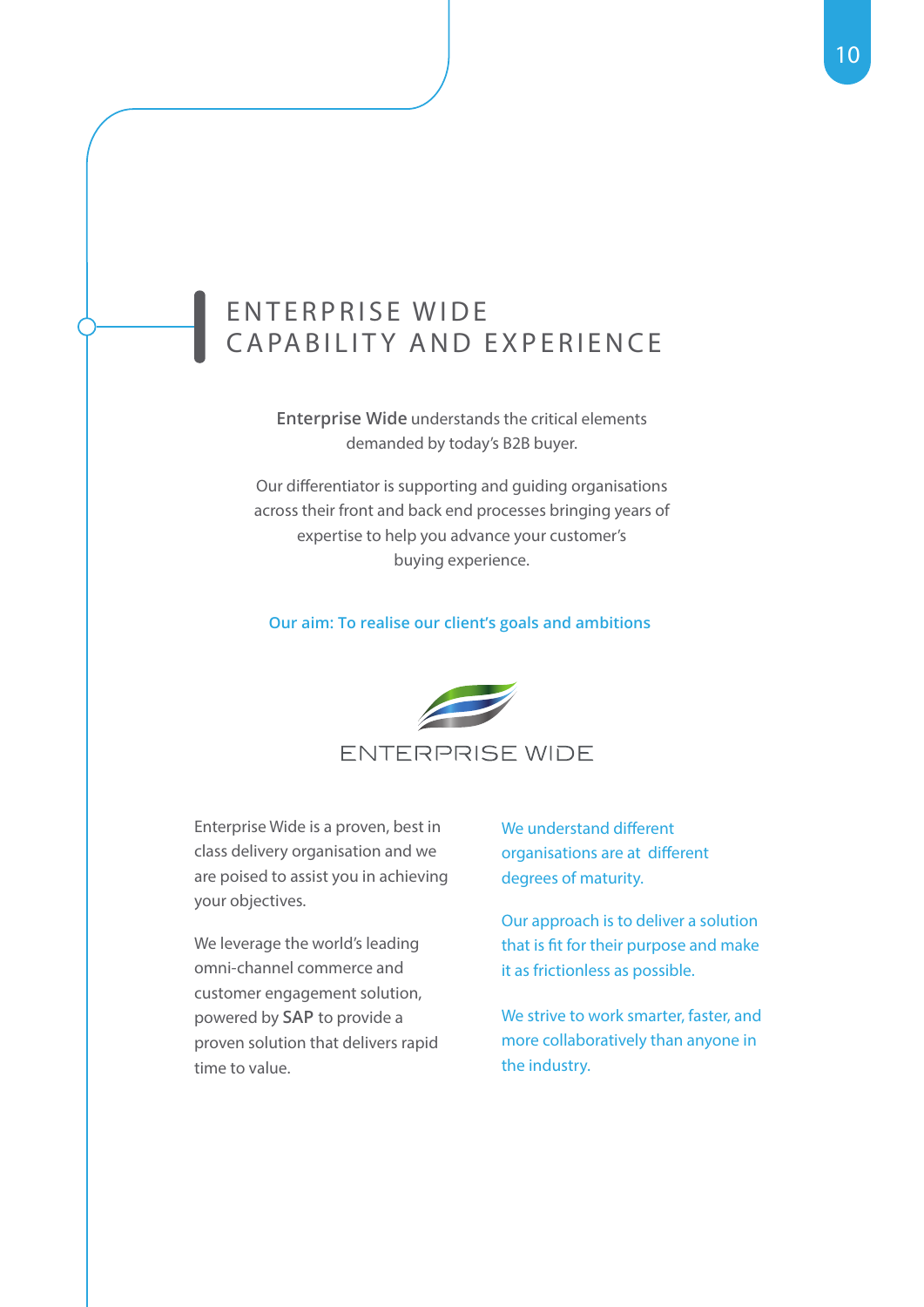# ENTERPRISE WIDE CAPABILITY AND EXPERIENCE

**Enterprise Wide** understands the critical elements demanded by today's B2B buyer.

Our differentiator is supporting and guiding organisations across their front and back end processes bringing years of expertise to help you advance your customer's buying experience.

**Our aim: To realise our client's goals and ambitions**

ENTERPRISE WIDE

Enterprise Wide is a proven, best in class delivery organisation and we are poised to assist you in achieving your objectives.

We leverage the world's leading omni-channel commerce and customer engagement solution, powered by **SAP** to provide a proven solution that delivers rapid time to value.

We understand different organisations are at different degrees of maturity.

Our approach is to deliver a solution that is fit for their purpose and make it as frictionless as possible.

We strive to work smarter, faster, and more collaboratively than anyone in the industry.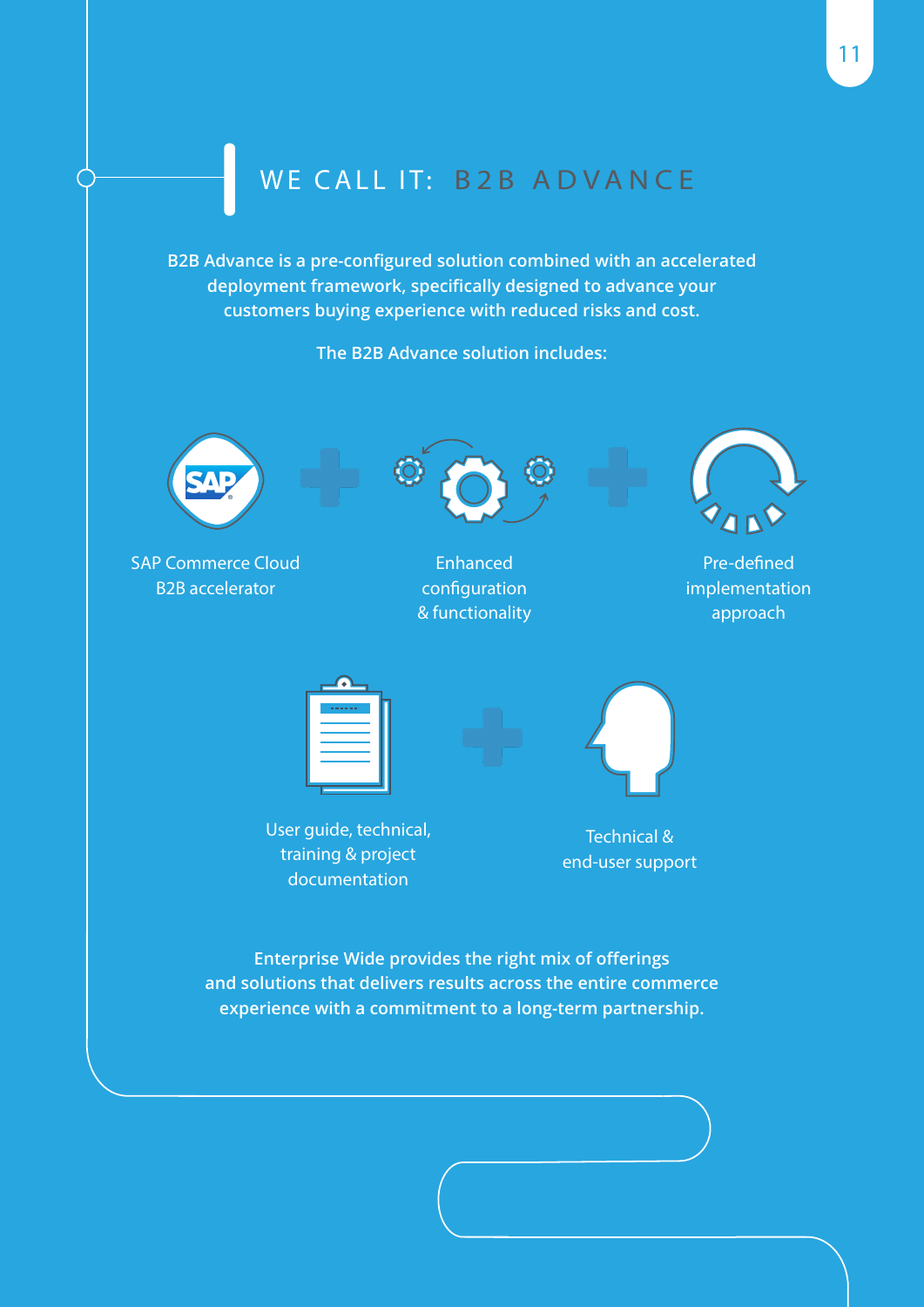# WE CALL IT: B2B ADVANCE

**B2B Advance is a pre-configured solution combined with an accelerated deployment framework, specifically designed to advance your customers buying experience with reduced risks and cost.**

**The B2B Advance solution includes:**

- SAP Commerce Cloud B2B accelerator
- Enhanced configuration & functionality
- Pre-defined implementation approach
- User guide, technical, training & project documentation
- Technical & end-user support

**Enterprise Wide provides the right mix of offerings and solutions that delivers results across the entire commerce experience with a commitment to a long-term partnership.**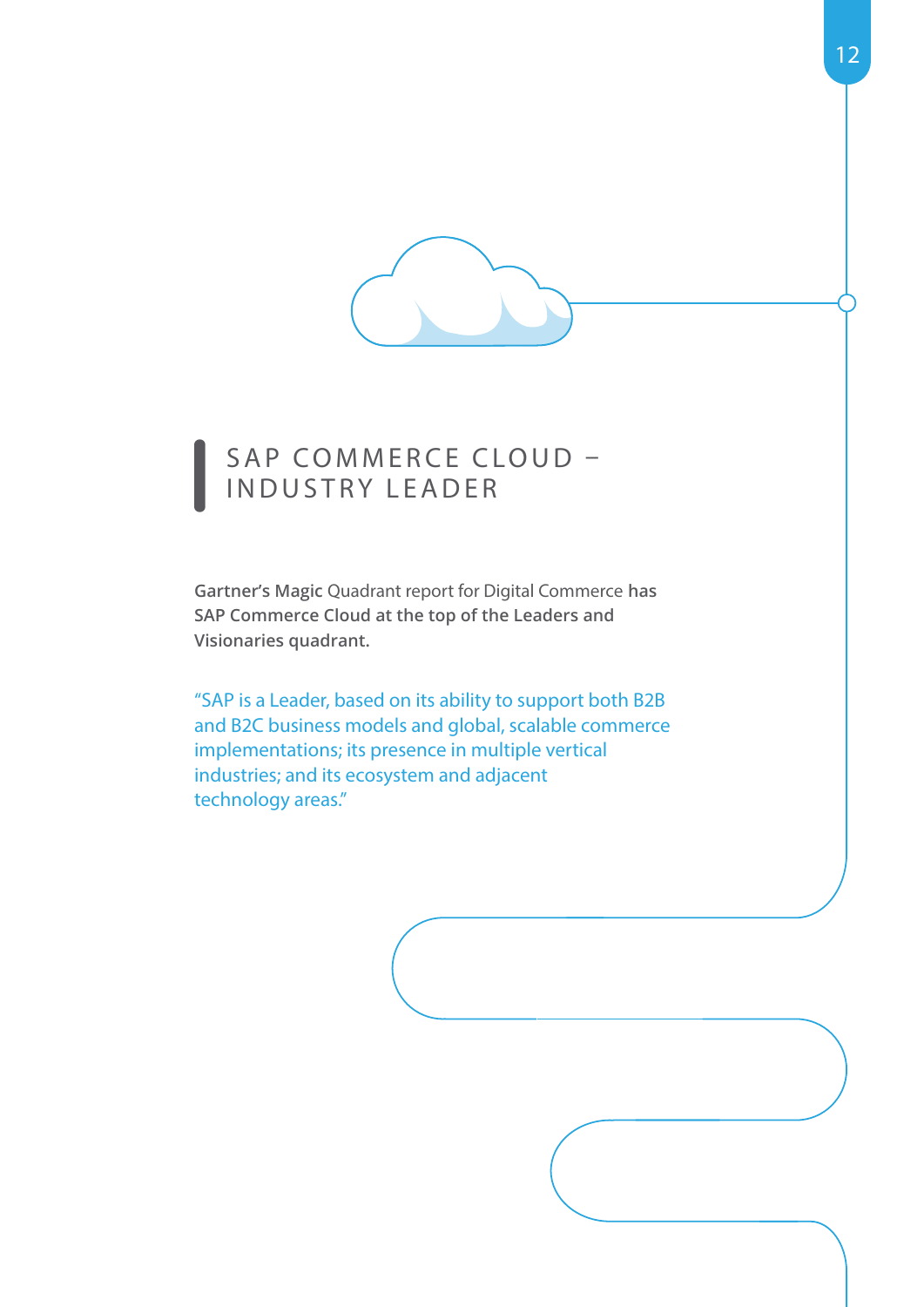## SAP COMMERCE CLOUD – INDUSTRY LEADER

**Gartner's Magic** Quadrant report for Digital Commerce **has SAP Commerce Cloud at the top of the Leaders and Visionaries quadrant.**

"SAP is a Leader, based on its ability to support both B2B and B2C business models and global, scalable commerce implementations; its presence in multiple vertical industries; and its ecosystem and adjacent technology areas."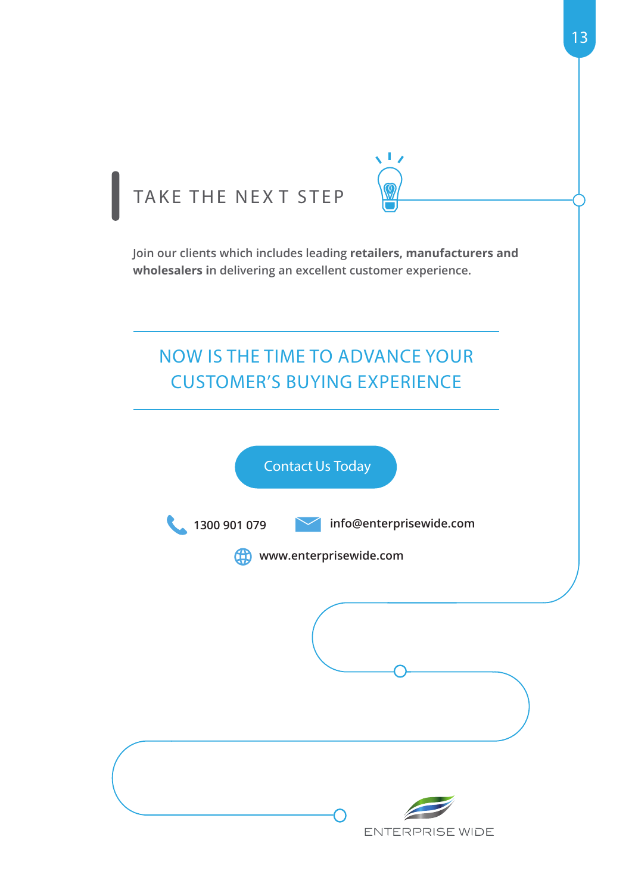## TAKE THE NEXT STEP

Join our clients which includes leading **retailers, manufacturers and wholesalers** in delivering an excellent customer experience.

### NOW IS THE TIME TO ADVANCE YOUR CUSTOMER'S BUYING EXPERIENCE

Contact Us Today

1300 901 079

info@enterprisewide.com

www.enterprisewide.com

ENTERPRISE WIDE